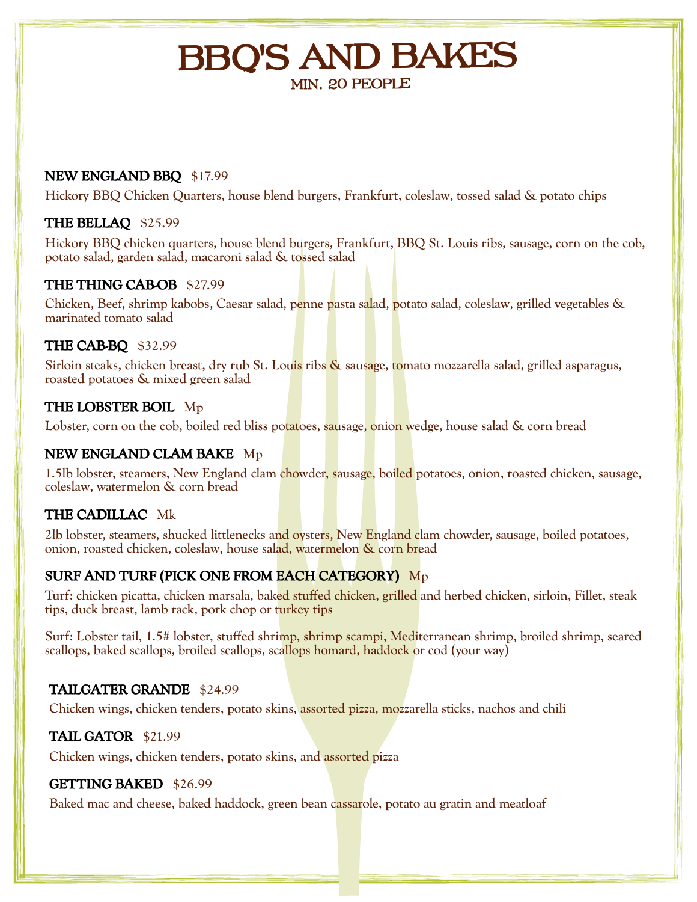# BBQ'S AND BAKES

## MIN. 20 PEOPLE

**NEW ENGLAND BBQ** $17.99

Hickory BBQ Chicken Quarters, house blend burgers, Frankfurt, coleslaw, tossed salad & potato chips

**THE BELLAQ** $25.99

Hickory BBQ chicken quarters, house blend burgers, Frankfurt, BBQ St. Louis ribs, sausage, corn on the cob, potato salad, garden salad, macaroni salad & tossed salad

**THE THING CAB-OB** $27.99

Chicken, Beef, shrimp kabobs, Caesar salad, penne pasta salad, potato salad, coleslaw, grilled vegetables & marinated tomato salad

**THE CAB-BQ** $32.99

Sirloin steaks, chicken breast, dry rub St. Louis ribs & sausage, tomato mozzarella salad, grilled asparagus, roasted potatoes & mixed green salad

**THE LOBSTER BOIL** Mp

Lobster, corn on the cob, boiled red bliss potatoes, sausage, onion wedge, house salad & corn bread

**NEW ENGLAND CLAM BAKE** Mp

1.5lb lobster, steamers, New England clam chowder, sausage, boiled potatoes, onion, roasted chicken, sausage, coleslaw, watermelon & corn bread

**THE CADILLAC** Mk

2lb lobster, steamers, shucked littlenecks and oysters, New England clam chowder, sausage, boiled potatoes, onion, roasted chicken, coleslaw, house salad, watermelon & corn bread

**SURF AND TURF (PICK ONE FROM EACH CATEGORY)** Mp

Turf: chicken picatta, chicken marsala, baked stuffed chicken, grilled and herbed chicken, sirloin, Fillet, steak tips, duck breast, lamb rack, pork chop or turkey tips

Surf: Lobster tail, 1.5# lobster, stuffed shrimp, shrimp scampi, Mediterranean shrimp, broiled shrimp, seared scallops, baked scallops, broiled scallops, scallops homard, haddock or cod (your way)

**TAILGATER GRANDE** $24.99

Chicken wings, chicken tenders, potato skins, assorted pizza, mozzarella sticks, nachos and chili

**TAIL GATOR** $21.99

Chicken wings, chicken tenders, potato skins, and assorted pizza

**GETTING BAKED** $26.99

Baked mac and cheese, baked haddock, green bean cassarole, potato au gratin and meatloaf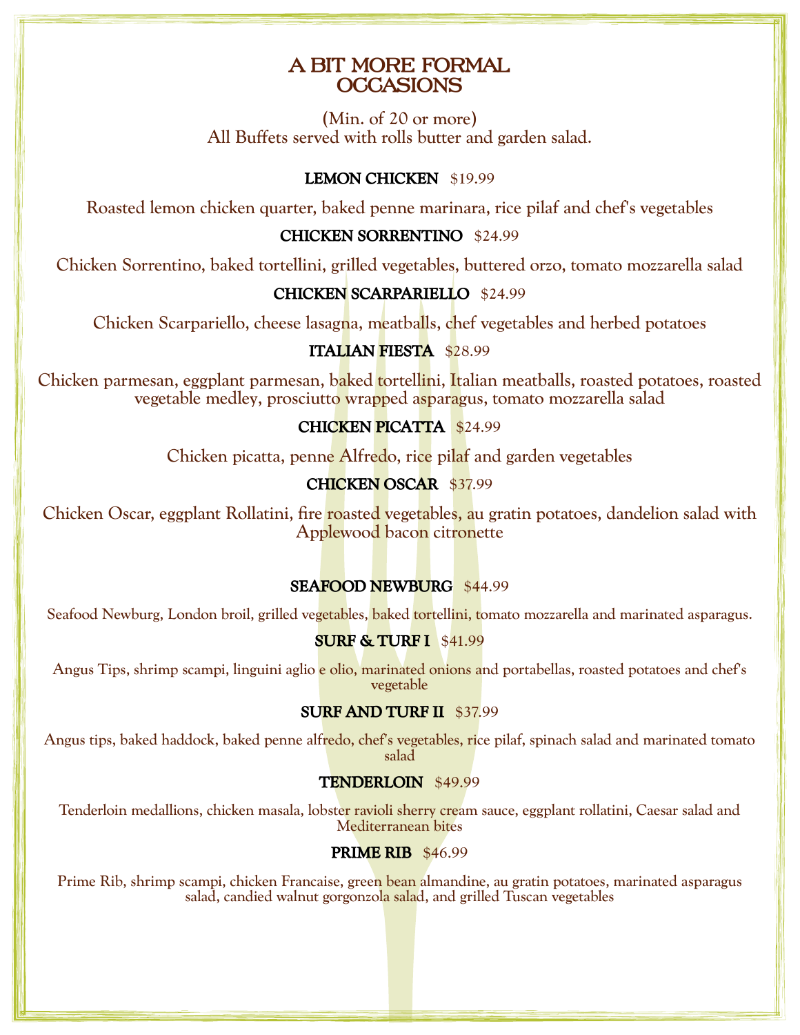# A BIT MORE FORMAL OCCASIONS

(Min. of 20 or more)
All Buffets served with rolls butter and garden salad.

**LEMON CHICKEN** $19.99

Roasted lemon chicken quarter, baked penne marinara, rice pilaf and chef's vegetables

**CHICKEN SORRENTINO** $24.99

Chicken Sorrentino, baked tortellini, grilled vegetables, buttered orzo, tomato mozzarella salad

**CHICKEN SCARPARIELLO** $24.99

Chicken Scarpariello, cheese lasagna, meatballs, chef vegetables and herbed potatoes

**ITALIAN FIESTA** $28.99

Chicken parmesan, eggplant parmesan, baked tortellini, Italian meatballs, roasted potatoes, roasted vegetable medley, prosciutto wrapped asparagus, tomato mozzarella salad

**CHICKEN PICATTA** $24.99

Chicken picatta, penne Alfredo, rice pilaf and garden vegetables

**CHICKEN OSCAR** $37.99

Chicken Oscar, eggplant Rollatini, fire roasted vegetables, au gratin potatoes, dandelion salad with Applewood bacon citronette

**SEAFOOD NEWBURG** $44.99

Seafood Newburg, London broil, grilled vegetables, baked tortellini, tomato mozzarella and marinated asparagus.

**SURF & TURF I** $41.99

Angus Tips, shrimp scampi, linguini aglio e olio, marinated onions and portabellas, roasted potatoes and chef's vegetable

**SURF AND TURF II** $37.99

Angus tips, baked haddock, baked penne alfredo, chef's vegetables, rice pilaf, spinach salad and marinated tomato salad

**TENDERLOIN** $49.99

Tenderloin medallions, chicken masala, lobster ravioli sherry cream sauce, eggplant rollatini, Caesar salad and Mediterranean bites

**PRIME RIB** $46.99

Prime Rib, shrimp scampi, chicken Francaise, green bean almandine, au gratin potatoes, marinated asparagus salad, candied walnut gorgonzola salad, and grilled Tuscan vegetables